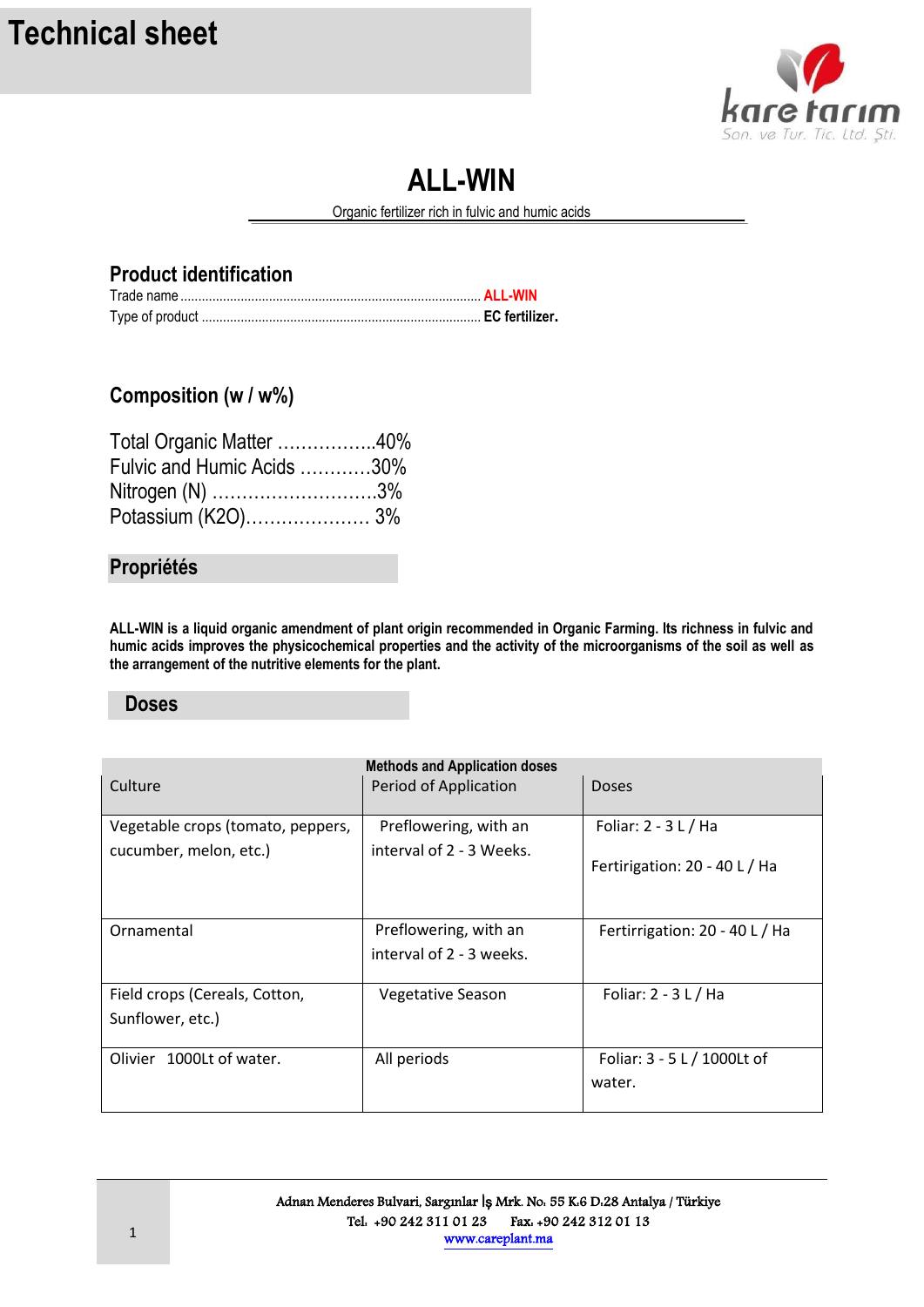# Technical sheet

kare tarım
Son. ve Tur. Tic. Ltd. Şti.

## ALL-WIN

Organic fertilizer rich in fulvic and humic acids

### Product identification

Trade name .................................................................................... **ALL-WIN**

Type of product .............................................................................. **EC fertilizer.**

### Composition (w / w%)

Total Organic Matter ................40%

Fulvic and Humic Acids ............30%

Nitrogen (N) ............................3%

Potassium (K2O)..................... 3%

### Propriétés

**ALL-WIN is a liquid organic amendment of plant origin recommended in Organic Farming. Its richness in fulvic and humic acids improves the physicochemical properties and the activity of the microorganisms of the soil as well as the arrangement of the nutritive elements for the plant.**

### Doses

**Methods and Application doses**

| Culture | Period of Application | Doses |
|---|---|---|
| Vegetable crops (tomato, peppers, cucumber, melon, etc.) | Preflowering, with an interval of 2 - 3 Weeks. | Foliar: 2 - 3 L / Ha<br><br>Fertirrigation: 20 - 40 L / Ha |
| Ornamental | Preflowering, with an interval of 2 - 3 weeks. | Fertirrigation: 20 - 40 L / Ha |
| Field crops (Cereals, Cotton, Sunflower, etc.) | Vegetative Season | Foliar: 2 - 3 L / Ha |
| Olivier 1000Lt of water. | All periods | Foliar: 3 - 5 L / 1000Lt of water. |

Adnan Menderes Bulvari, Sargınlar İş Mrk. No: 55 K:6 D:28 Antalya / Türkiye

Tel: +90 242 311 01 23 Fax: +90 242 312 01 13

www.careplant.ma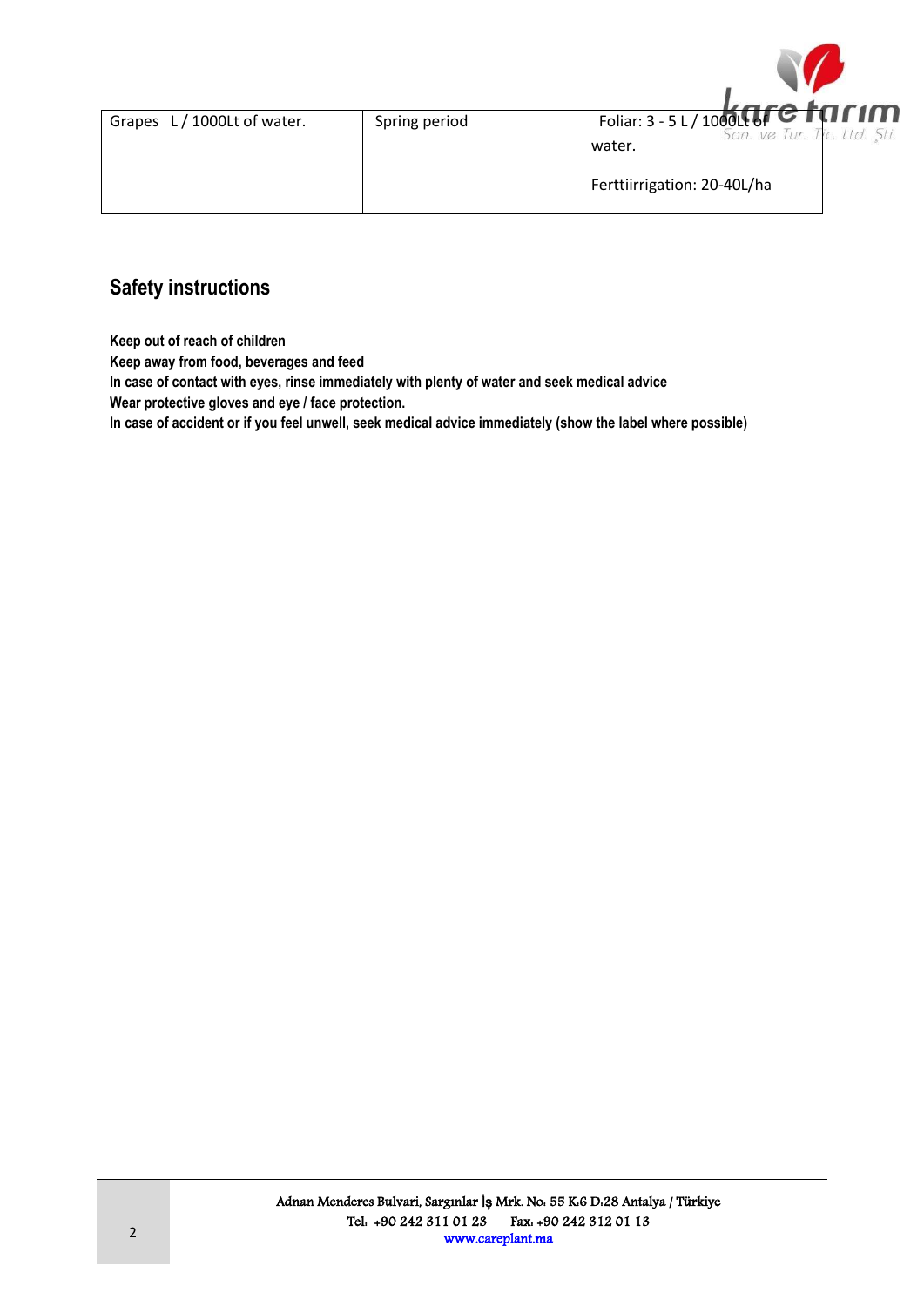| | | |
|---|---|---|
| Grapes L / 1000Lt of water. | Spring period | Foliar: 3 - 5 L / 1000Lt of water.<br><br>Ferttiirrigation: 20-40L/ha |

## Safety instructions

**Keep out of reach of children**
**Keep away from food, beverages and feed**
**In case of contact with eyes, rinse immediately with plenty of water and seek medical advice**
**Wear protective gloves and eye / face protection.**
**In case of accident or if you feel unwell, seek medical advice immediately (show the label where possible)**